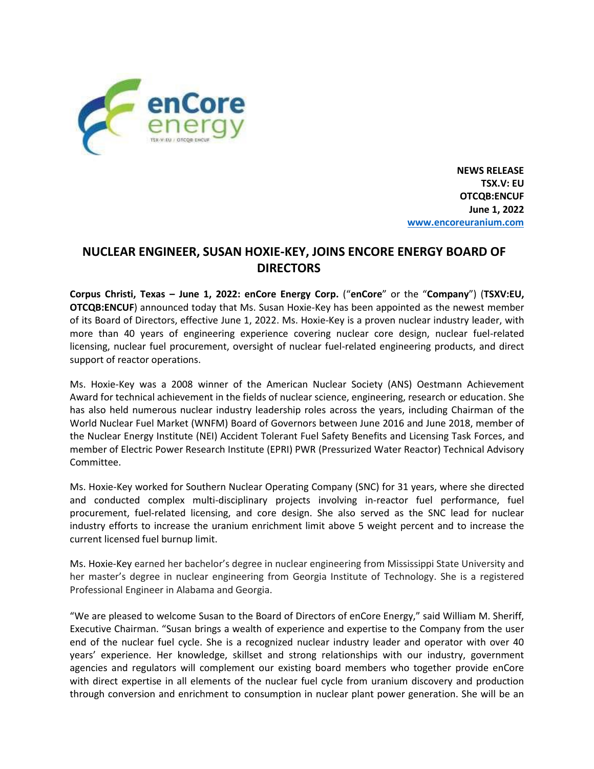**NEWS RELEASE**
**TSX.V: EU**
**OTCQB:ENCUF**
**June 1, 2022**
**www.encoreuranium.com**

# NUCLEAR ENGINEER, SUSAN HOXIE-KEY, JOINS ENCORE ENERGY BOARD OF DIRECTORS

**Corpus Christi, Texas – June 1, 2022: enCore Energy Corp.** ("**enCore**" or the "**Company**") (**TSXV:EU, OTCQB:ENCUF**) announced today that Ms. Susan Hoxie-Key has been appointed as the newest member of its Board of Directors, effective June 1, 2022. Ms. Hoxie-Key is a proven nuclear industry leader, with more than 40 years of engineering experience covering nuclear core design, nuclear fuel-related licensing, nuclear fuel procurement, oversight of nuclear fuel-related engineering products, and direct support of reactor operations.

Ms. Hoxie-Key was a 2008 winner of the American Nuclear Society (ANS) Oestmann Achievement Award for technical achievement in the fields of nuclear science, engineering, research or education. She has also held numerous nuclear industry leadership roles across the years, including Chairman of the World Nuclear Fuel Market (WNFM) Board of Governors between June 2016 and June 2018, member of the Nuclear Energy Institute (NEI) Accident Tolerant Fuel Safety Benefits and Licensing Task Forces, and member of Electric Power Research Institute (EPRI) PWR (Pressurized Water Reactor) Technical Advisory Committee.

Ms. Hoxie-Key worked for Southern Nuclear Operating Company (SNC) for 31 years, where she directed and conducted complex multi-disciplinary projects involving in-reactor fuel performance, fuel procurement, fuel-related licensing, and core design. She also served as the SNC lead for nuclear industry efforts to increase the uranium enrichment limit above 5 weight percent and to increase the current licensed fuel burnup limit.

Ms. Hoxie-Key earned her bachelor's degree in nuclear engineering from Mississippi State University and her master's degree in nuclear engineering from Georgia Institute of Technology. She is a registered Professional Engineer in Alabama and Georgia.

"We are pleased to welcome Susan to the Board of Directors of enCore Energy," said William M. Sheriff, Executive Chairman. "Susan brings a wealth of experience and expertise to the Company from the user end of the nuclear fuel cycle. She is a recognized nuclear industry leader and operator with over 40 years' experience. Her knowledge, skillset and strong relationships with our industry, government agencies and regulators will complement our existing board members who together provide enCore with direct expertise in all elements of the nuclear fuel cycle from uranium discovery and production through conversion and enrichment to consumption in nuclear plant power generation. She will be an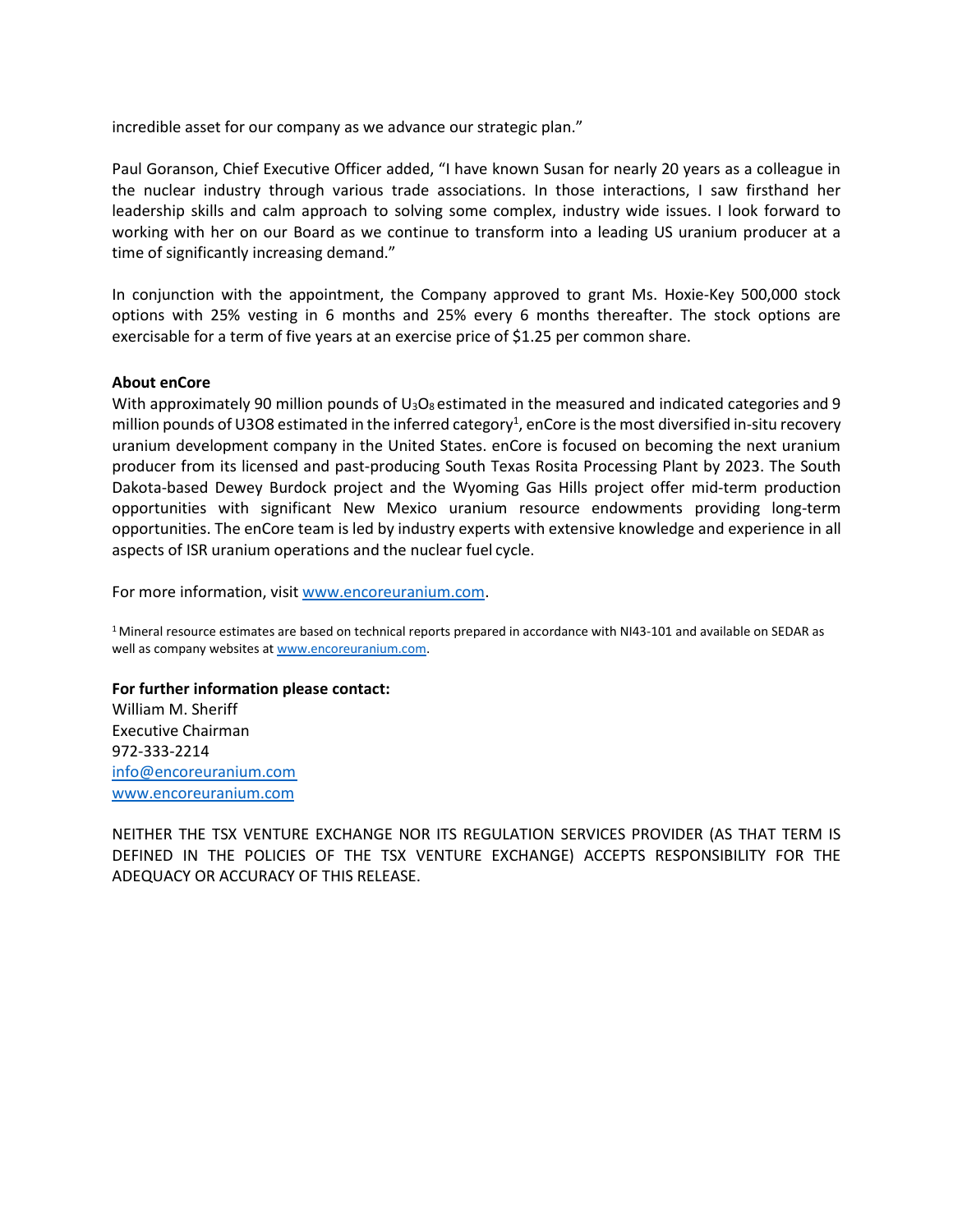incredible asset for our company as we advance our strategic plan."

Paul Goranson, Chief Executive Officer added, "I have known Susan for nearly 20 years as a colleague in the nuclear industry through various trade associations. In those interactions, I saw firsthand her leadership skills and calm approach to solving some complex, industry wide issues. I look forward to working with her on our Board as we continue to transform into a leading US uranium producer at a time of significantly increasing demand."

In conjunction with the appointment, the Company approved to grant Ms. Hoxie-Key 500,000 stock options with 25% vesting in 6 months and 25% every 6 months thereafter. The stock options are exercisable for a term of five years at an exercise price of $1.25 per common share.

**About enCore**

With approximately 90 million pounds of $U_3O_8$ estimated in the measured and indicated categories and 9 million pounds of U3O8 estimated in the inferred category[1], enCore is the most diversified in-situ recovery uranium development company in the United States. enCore is focused on becoming the next uranium producer from its licensed and past-producing South Texas Rosita Processing Plant by 2023. The South Dakota-based Dewey Burdock project and the Wyoming Gas Hills project offer mid-term production opportunities with significant New Mexico uranium resource endowments providing long-term opportunities. The enCore team is led by industry experts with extensive knowledge and experience in all aspects of ISR uranium operations and the nuclear fuel cycle.

For more information, visit www.encoreuranium.com.

[1] Mineral resource estimates are based on technical reports prepared in accordance with NI43-101 and available on SEDAR as well as company websites at www.encoreuranium.com.

**For further information please contact:**
William M. Sheriff
Executive Chairman
972-333-2214
info@encoreuranium.com
www.encoreuranium.com

NEITHER THE TSX VENTURE EXCHANGE NOR ITS REGULATION SERVICES PROVIDER (AS THAT TERM IS DEFINED IN THE POLICIES OF THE TSX VENTURE EXCHANGE) ACCEPTS RESPONSIBILITY FOR THE ADEQUACY OR ACCURACY OF THIS RELEASE.